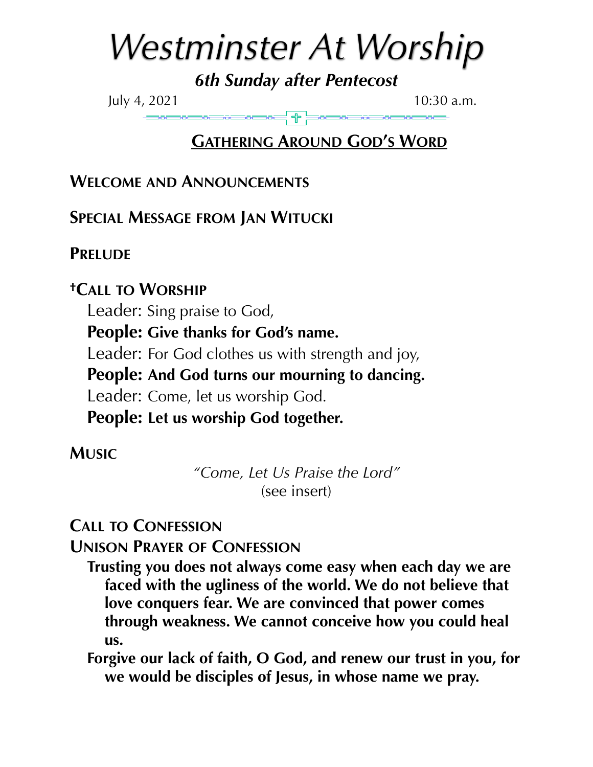# *Westminster At Worship*

***6th Sunday after Pentecost***

July 4, 2021 10:30 a.m.

## GATHERING AROUND GOD'S WORD

**WELCOME AND ANNOUNCEMENTS**

**SPECIAL MESSAGE FROM JAN WITUCKI**

**PRELUDE**

**†CALL TO WORSHIP**

Leader: Sing praise to God,

**People: Give thanks for God's name.**

Leader: For God clothes us with strength and joy,

**People: And God turns our mourning to dancing.**

Leader: Come, let us worship God.

**People: Let us worship God together.**

**MUSIC**

*"Come, Let Us Praise the Lord"*
(see insert)

**CALL TO CONFESSION**

**UNISON PRAYER OF CONFESSION**

**Trusting you does not always come easy when each day we are faced with the ugliness of the world. We do not believe that love conquers fear. We are convinced that power comes through weakness. We cannot conceive how you could heal us.**

**Forgive our lack of faith, O God, and renew our trust in you, for we would be disciples of Jesus, in whose name we pray.**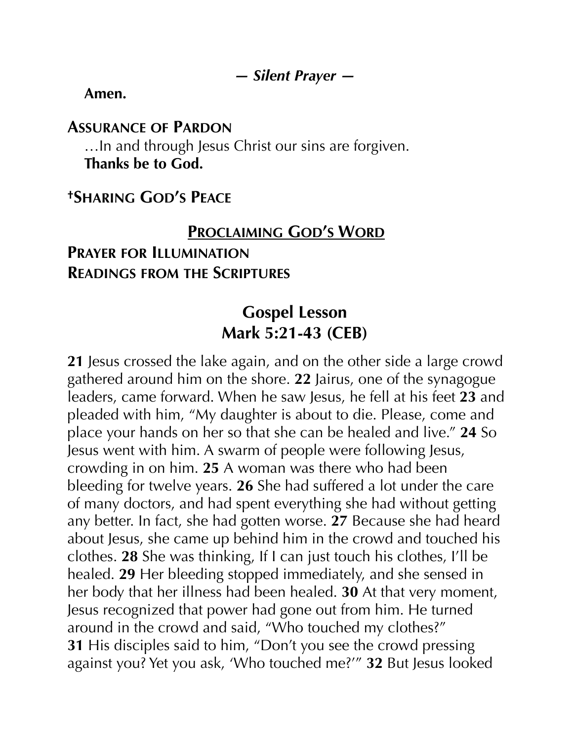***— Silent Prayer —***

**Amen.**

## Assurance of Pardon

…In and through Jesus Christ our sins are forgiven.
**Thanks be to God.**

## †Sharing God's Peace

## Proclaiming God's Word

## Prayer for Illumination

## Readings from the Scriptures

### Gospel Lesson
### Mark 5:21-43 (CEB)

**21** Jesus crossed the lake again, and on the other side a large crowd gathered around him on the shore. **22** Jairus, one of the synagogue leaders, came forward. When he saw Jesus, he fell at his feet **23** and pleaded with him, "My daughter is about to die. Please, come and place your hands on her so that she can be healed and live." **24** So Jesus went with him. A swarm of people were following Jesus, crowding in on him. **25** A woman was there who had been bleeding for twelve years. **26** She had suffered a lot under the care of many doctors, and had spent everything she had without getting any better. In fact, she had gotten worse. **27** Because she had heard about Jesus, she came up behind him in the crowd and touched his clothes. **28** She was thinking, If I can just touch his clothes, I'll be healed. **29** Her bleeding stopped immediately, and she sensed in her body that her illness had been healed. **30** At that very moment, Jesus recognized that power had gone out from him. He turned around in the crowd and said, "Who touched my clothes?"
**31** His disciples said to him, "Don't you see the crowd pressing against you? Yet you ask, 'Who touched me?'" **32** But Jesus looked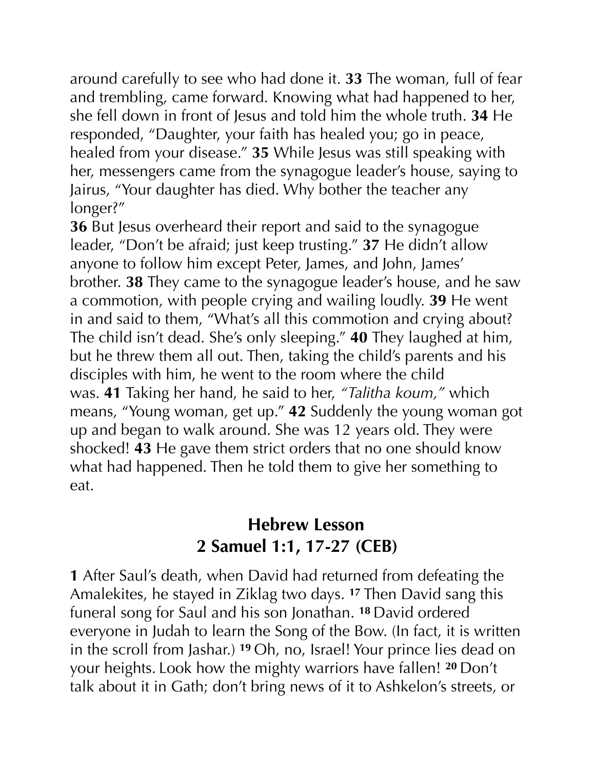around carefully to see who had done it. **33** The woman, full of fear and trembling, came forward. Knowing what had happened to her, she fell down in front of Jesus and told him the whole truth. **34** He responded, "Daughter, your faith has healed you; go in peace, healed from your disease." **35** While Jesus was still speaking with her, messengers came from the synagogue leader's house, saying to Jairus, "Your daughter has died. Why bother the teacher any longer?"

**36** But Jesus overheard their report and said to the synagogue leader, "Don't be afraid; just keep trusting." **37** He didn't allow anyone to follow him except Peter, James, and John, James' brother. **38** They came to the synagogue leader's house, and he saw a commotion, with people crying and wailing loudly. **39** He went in and said to them, "What's all this commotion and crying about? The child isn't dead. She's only sleeping." **40** They laughed at him, but he threw them all out. Then, taking the child's parents and his disciples with him, he went to the room where the child was. **41** Taking her hand, he said to her, *"Talitha koum,"* which means, "Young woman, get up." **42** Suddenly the young woman got up and began to walk around. She was 12 years old. They were shocked! **43** He gave them strict orders that no one should know what had happened. Then he told them to give her something to eat.

## Hebrew Lesson
## 2 Samuel 1:1, 17-27 (CEB)

**1** After Saul's death, when David had returned from defeating the Amalekites, he stayed in Ziklag two days. **17** Then David sang this funeral song for Saul and his son Jonathan. **18** David ordered everyone in Judah to learn the Song of the Bow. (In fact, it is written in the scroll from Jashar.) **19** Oh, no, Israel! Your prince lies dead on your heights. Look how the mighty warriors have fallen! **20** Don't talk about it in Gath; don't bring news of it to Ashkelon's streets, or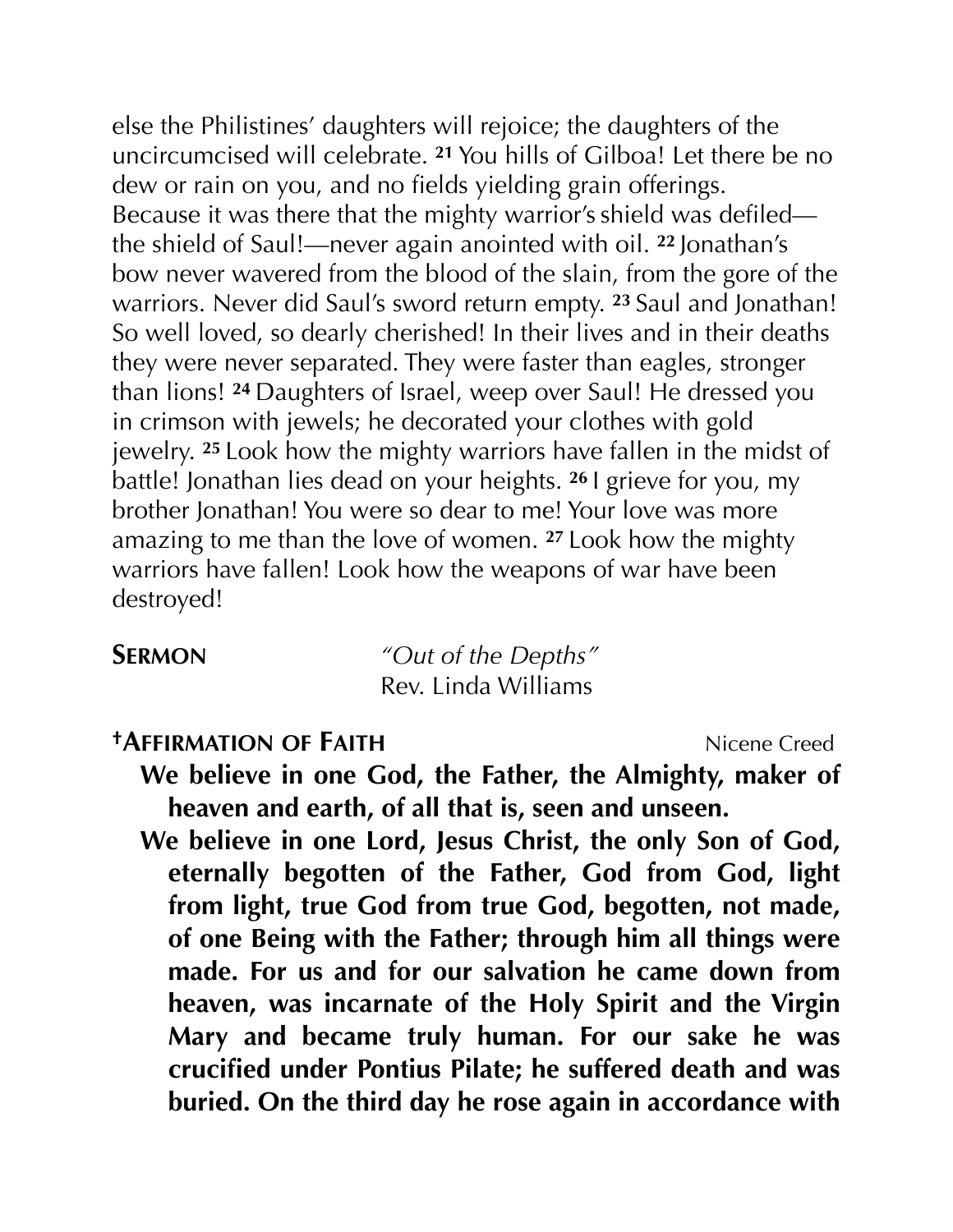else the Philistines' daughters will rejoice; the daughters of the uncircumcised will celebrate. [21] You hills of Gilboa! Let there be no dew or rain on you, and no fields yielding grain offerings. Because it was there that the mighty warrior's shield was defiled—the shield of Saul!—never again anointed with oil. [22] Jonathan's bow never wavered from the blood of the slain, from the gore of the warriors. Never did Saul's sword return empty. [23] Saul and Jonathan! So well loved, so dearly cherished! In their lives and in their deaths they were never separated. They were faster than eagles, stronger than lions! [24] Daughters of Israel, weep over Saul! He dressed you in crimson with jewels; he decorated your clothes with gold jewelry. [25] Look how the mighty warriors have fallen in the midst of battle! Jonathan lies dead on your heights. [26] I grieve for you, my brother Jonathan! You were so dear to me! Your love was more amazing to me than the love of women. [27] Look how the mighty warriors have fallen! Look how the weapons of war have been destroyed!

**Sermon** *"Out of the Depths"*
Rev. Linda Williams

**†Affirmation of Faith** Nicene Creed

**We believe in one God, the Father, the Almighty, maker of heaven and earth, of all that is, seen and unseen.**

**We believe in one Lord, Jesus Christ, the only Son of God, eternally begotten of the Father, God from God, light from light, true God from true God, begotten, not made, of one Being with the Father; through him all things were made. For us and for our salvation he came down from heaven, was incarnate of the Holy Spirit and the Virgin Mary and became truly human. For our sake he was crucified under Pontius Pilate; he suffered death and was buried. On the third day he rose again in accordance with**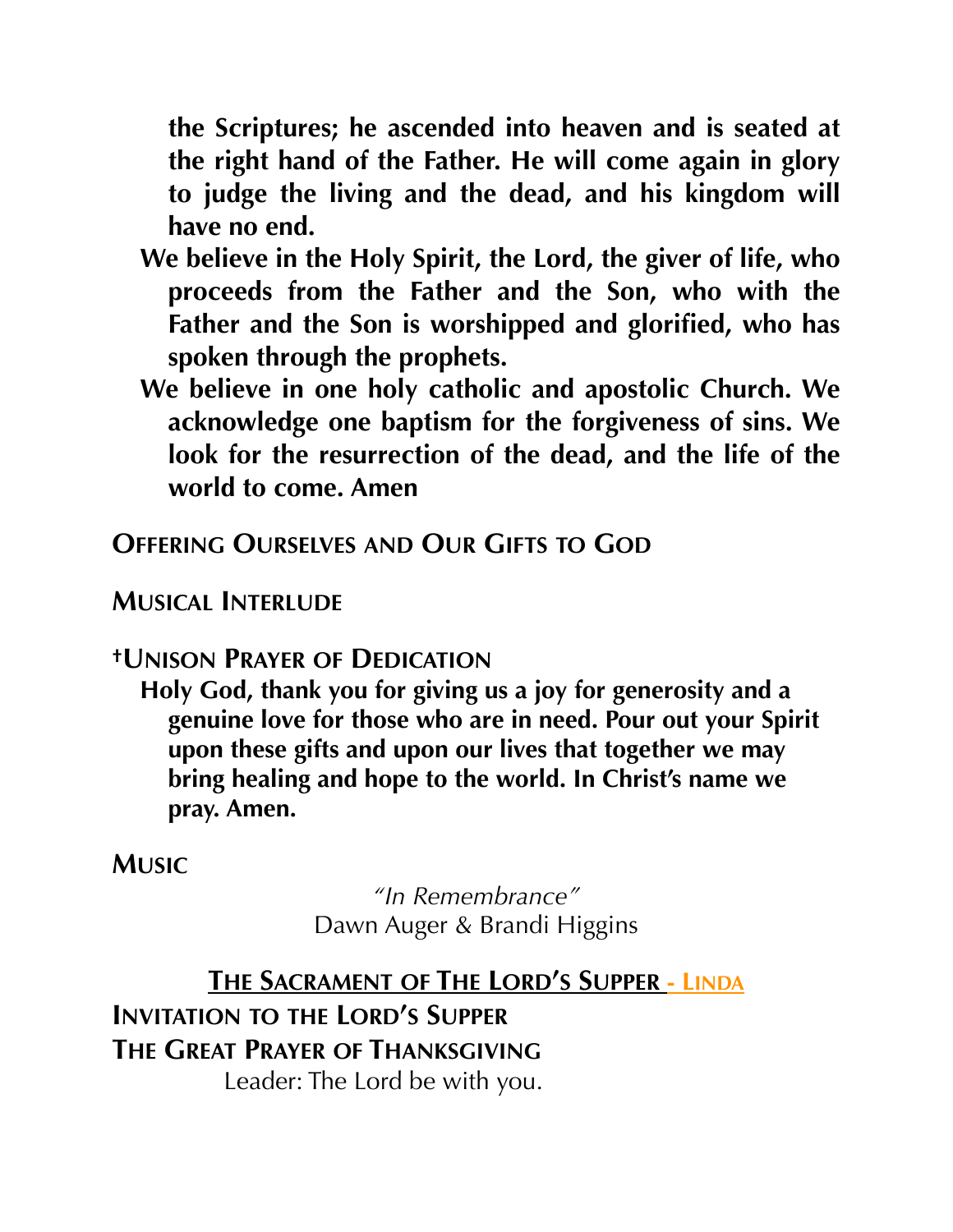**the Scriptures; he ascended into heaven and is seated at the right hand of the Father. He will come again in glory to judge the living and the dead, and his kingdom will have no end.**

**We believe in the Holy Spirit, the Lord, the giver of life, who proceeds from the Father and the Son, who with the Father and the Son is worshipped and glorified, who has spoken through the prophets.**

**We believe in one holy catholic and apostolic Church. We acknowledge one baptism for the forgiveness of sins. We look for the resurrection of the dead, and the life of the world to come. Amen**

## OFFERING OURSELVES AND OUR GIFTS TO GOD

**MUSICAL INTERLUDE**

**†UNISON PRAYER OF DEDICATION**

**Holy God, thank you for giving us a joy for generosity and a genuine love for those who are in need. Pour out your Spirit upon these gifts and upon our lives that together we may bring healing and hope to the world. In Christ's name we pray. Amen.**

**MUSIC**

*"In Remembrance"*
Dawn Auger & Brandi Higgins

## THE SACRAMENT OF THE LORD'S SUPPER - LINDA

**INVITATION TO THE LORD'S SUPPER**

**THE GREAT PRAYER OF THANKSGIVING**

Leader: The Lord be with you.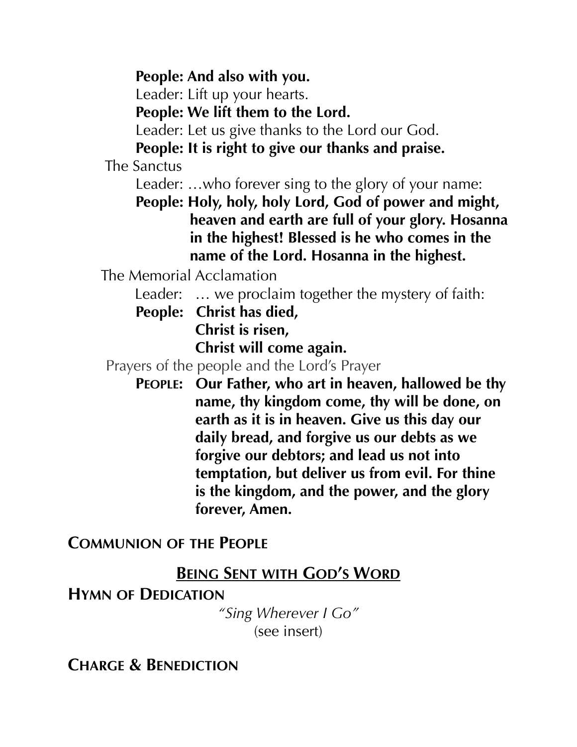**People: And also with you.**

Leader: Lift up your hearts.

**People: We lift them to the Lord.**

Leader: Let us give thanks to the Lord our God.

**People: It is right to give our thanks and praise.**

The Sanctus

Leader: …who forever sing to the glory of your name:

**People: Holy, holy, holy Lord, God of power and might, heaven and earth are full of your glory. Hosanna in the highest! Blessed is he who comes in the name of the Lord. Hosanna in the highest.**

The Memorial Acclamation

Leader: … we proclaim together the mystery of faith:

**People: Christ has died,**
**Christ is risen,**
**Christ will come again.**

Prayers of the people and the Lord's Prayer

**PEOPLE: Our Father, who art in heaven, hallowed be thy name, thy kingdom come, thy will be done, on earth as it is in heaven. Give us this day our daily bread, and forgive us our debts as we forgive our debtors; and lead us not into temptation, but deliver us from evil. For thine is the kingdom, and the power, and the glory forever, Amen.**

## COMMUNION OF THE PEOPLE

## BEING SENT WITH GOD'S WORD

## HYMN OF DEDICATION

*"Sing Wherever I Go"*
(see insert)

## CHARGE & BENEDICTION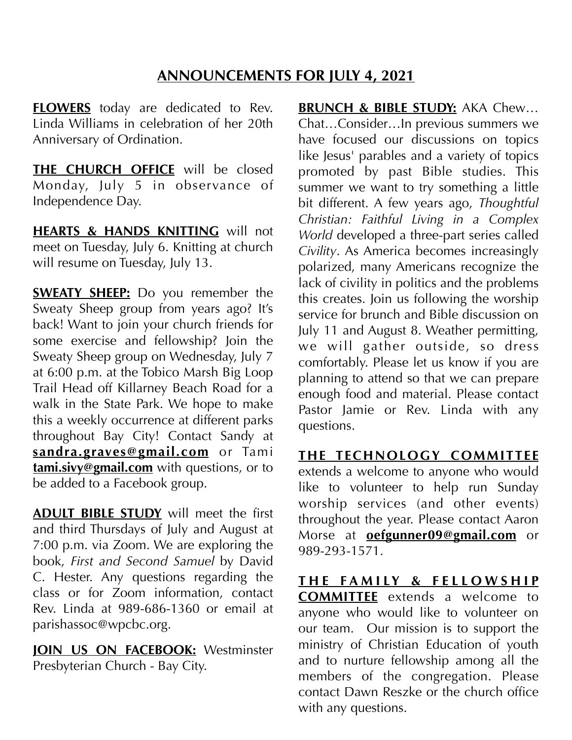## ANNOUNCEMENTS FOR JULY 4, 2021

**FLOWERS** today are dedicated to Rev. Linda Williams in celebration of her 20th Anniversary of Ordination.

**THE CHURCH OFFICE** will be closed Monday, July 5 in observance of Independence Day.

**HEARTS & HANDS KNITTING** will not meet on Tuesday, July 6. Knitting at church will resume on Tuesday, July 13.

**SWEATY SHEEP:** Do you remember the Sweaty Sheep group from years ago? It's back! Want to join your church friends for some exercise and fellowship? Join the Sweaty Sheep group on Wednesday, July 7 at 6:00 p.m. at the Tobico Marsh Big Loop Trail Head off Killarney Beach Road for a walk in the State Park. We hope to make this a weekly occurrence at different parks throughout Bay City! Contact Sandy at **sandra.graves@gmail.com** or Tami **tami.sivy@gmail.com** with questions, or to be added to a Facebook group.

**ADULT BIBLE STUDY** will meet the first and third Thursdays of July and August at 7:00 p.m. via Zoom. We are exploring the book, *First and Second Samuel* by David C. Hester. Any questions regarding the class or for Zoom information, contact Rev. Linda at 989-686-1360 or email at parishassoc@wpcbc.org.

**JOIN US ON FACEBOOK:** Westminster Presbyterian Church - Bay City.

**BRUNCH & BIBLE STUDY:** AKA Chew…Chat…Consider…In previous summers we have focused our discussions on topics like Jesus' parables and a variety of topics promoted by past Bible studies. This summer we want to try something a little bit different. A few years ago, *Thoughtful Christian: Faithful Living in a Complex World* developed a three-part series called *Civility*. As America becomes increasingly polarized, many Americans recognize the lack of civility in politics and the problems this creates. Join us following the worship service for brunch and Bible discussion on July 11 and August 8. Weather permitting, we will gather outside, so dress comfortably. Please let us know if you are planning to attend so that we can prepare enough food and material. Please contact Pastor Jamie or Rev. Linda with any questions.

**THE TECHNOLOGY COMMITTEE** extends a welcome to anyone who would like to volunteer to help run Sunday worship services (and other events) throughout the year. Please contact Aaron Morse at **oefgunner09@gmail.com** or 989-293-1571.

**THE FAMILY & FELLOWSHIP COMMITTEE** extends a welcome to anyone who would like to volunteer on our team. Our mission is to support the ministry of Christian Education of youth and to nurture fellowship among all the members of the congregation. Please contact Dawn Reszke or the church office with any questions.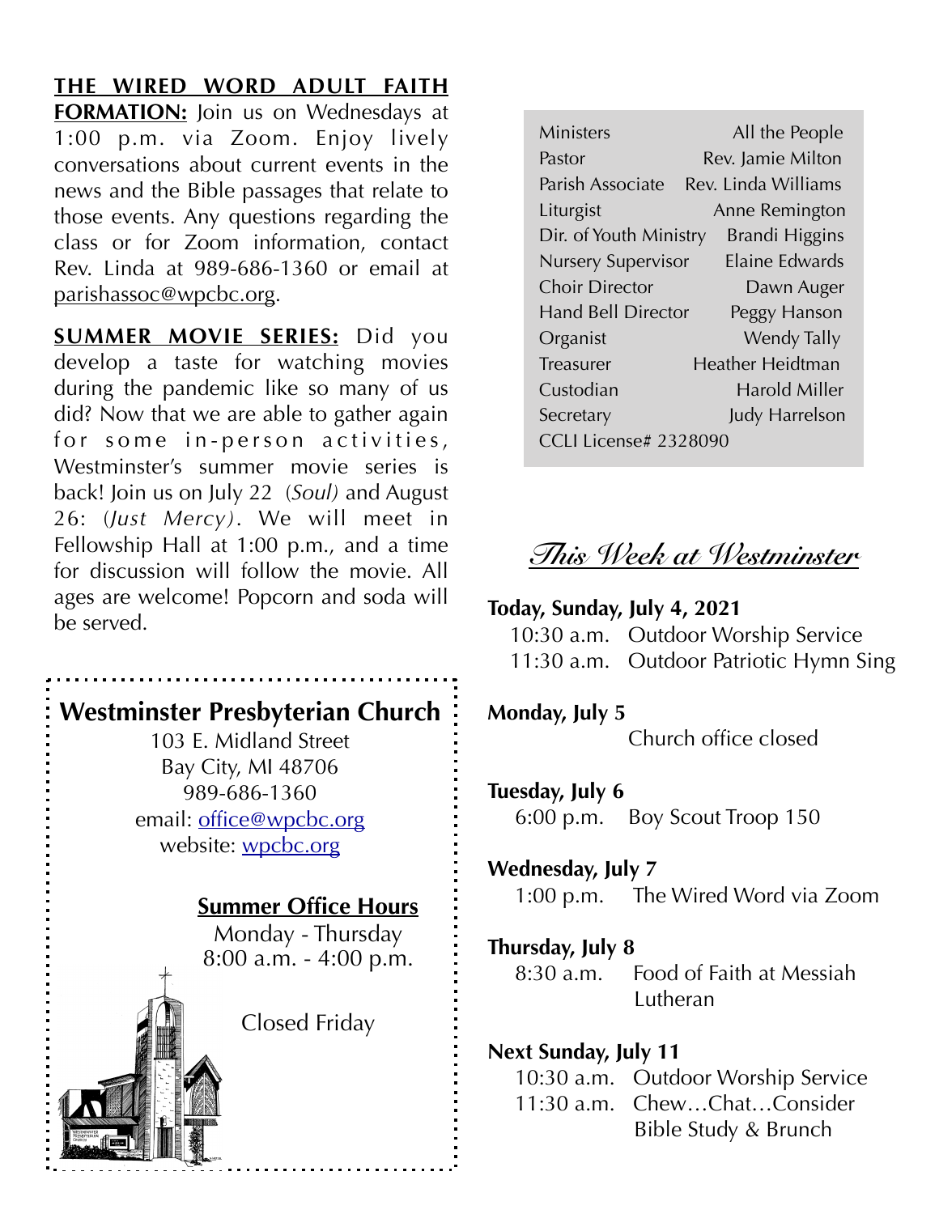**THE WIRED WORD ADULT FAITH FORMATION:** Join us on Wednesdays at 1:00 p.m. via Zoom. Enjoy lively conversations about current events in the news and the Bible passages that relate to those events. Any questions regarding the class or for Zoom information, contact Rev. Linda at 989-686-1360 or email at parishassoc@wpcbc.org.

**SUMMER MOVIE SERIES:** Did you develop a taste for watching movies during the pandemic like so many of us did? Now that we are able to gather again for some in-person activities, Westminster's summer movie series is back! Join us on July 22 (*Soul)* and August 26: (*Just Mercy)*. We will meet in Fellowship Hall at 1:00 p.m., and a time for discussion will follow the movie. All ages are welcome! Popcorn and soda will be served.

## Westminster Presbyterian Church

103 E. Midland Street
Bay City, MI 48706
989-686-1360
email: office@wpcbc.org
website: wpcbc.org

**Summer Office Hours**

Monday - Thursday
8:00 a.m. - 4:00 p.m.

Closed Friday

| | |
|---|---|
| Ministers | All the People |
| Pastor | Rev. Jamie Milton |
| Parish Associate | Rev. Linda Williams |
| Liturgist | Anne Remington |
| Dir. of Youth Ministry | Brandi Higgins |
| Nursery Supervisor | Elaine Edwards |
| Choir Director | Dawn Auger |
| Hand Bell Director | Peggy Hanson |
| Organist | Wendy Tally |
| Treasurer | Heather Heidtman |
| Custodian | Harold Miller |
| Secretary | Judy Harrelson |
| CCLI License# 2328090 | |

## *This Week at Westminster*

**Today, Sunday, July 4, 2021**
10:30 a.m. Outdoor Worship Service
11:30 a.m. Outdoor Patriotic Hymn Sing

**Monday, July 5**
Church office closed

**Tuesday, July 6**
6:00 p.m. Boy Scout Troop 150

**Wednesday, July 7**
1:00 p.m. The Wired Word via Zoom

**Thursday, July 8**
8:30 a.m. Food of Faith at Messiah Lutheran

**Next Sunday, July 11**
10:30 a.m. Outdoor Worship Service
11:30 a.m. Chew…Chat…Consider Bible Study & Brunch